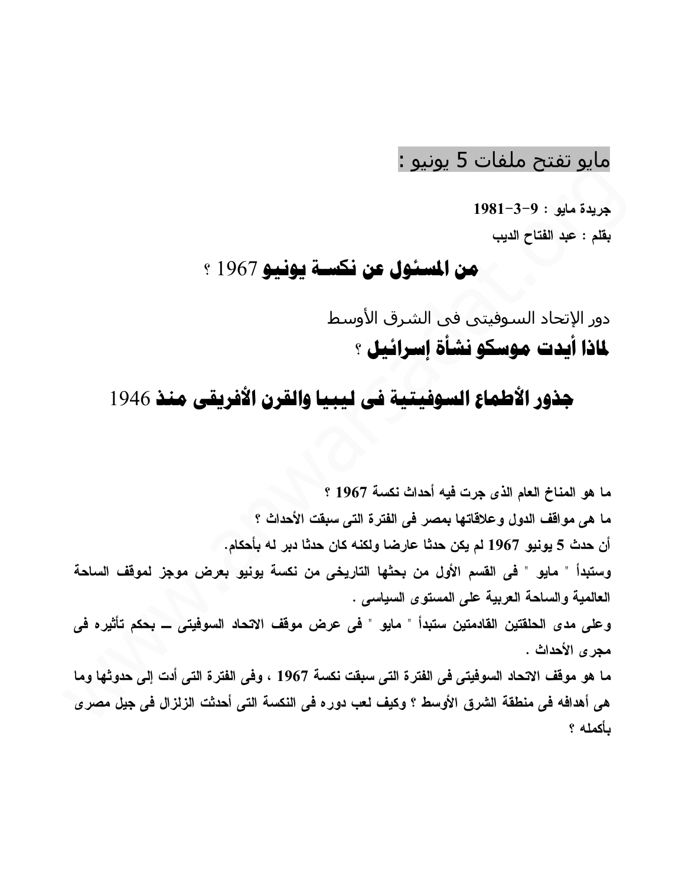## مايو تفتح ملفات 5 يونيو :

**جريدة مايو : 9-3-1981**

**بقلم : عبد الفتاح الديب**

# من المسئول عن نكسة يونيو 1967 ؟

دور الإتحاد السوفيتى فى الشرق الأوسط

## لماذا أيدت موسكو نشأة إسرائيل ؟

## جذور الأطماع السوفيتية فى ليبيا والقرن الأفريقى منذ 1946

**ما هو المناخ العام الذى جرت فيه أحداث نكسة 1967 ؟**

**ما هى مواقف الدول وعلاقاتها بمصر فى الفترة التى سبقت الأحداث ؟**

**أن حدث 5 يونيو 1967 لم يكن حدثا عارضا ولكنه كان حدثا دبر له بأحكام.**

**وستبدأ " مايو " فى القسم الأول من بحثها التاريخى من نكسة يونيو بعرض موجز لموقف الساحة العالمية والساحة العربية على المستوى السياسى .**

**وعلى مدى الحلقتين القادمتين ستبدأ " مايو " فى عرض موقف الاتحاد السوفيتى ــ بحكم تأثيره فى مجرى الأحداث .**

**ما هو موقف الاتحاد السوفيتى فى الفترة التى سبقت نكسة 1967 ، وفى الفترة التى أدت إلى حدوثها وما هى أهدافه فى منطقة الشرق الأوسط ؟ وكيف لعب دوره فى النكسة التى أحدثت الزلزال فى جيل مصرى بأكمله ؟**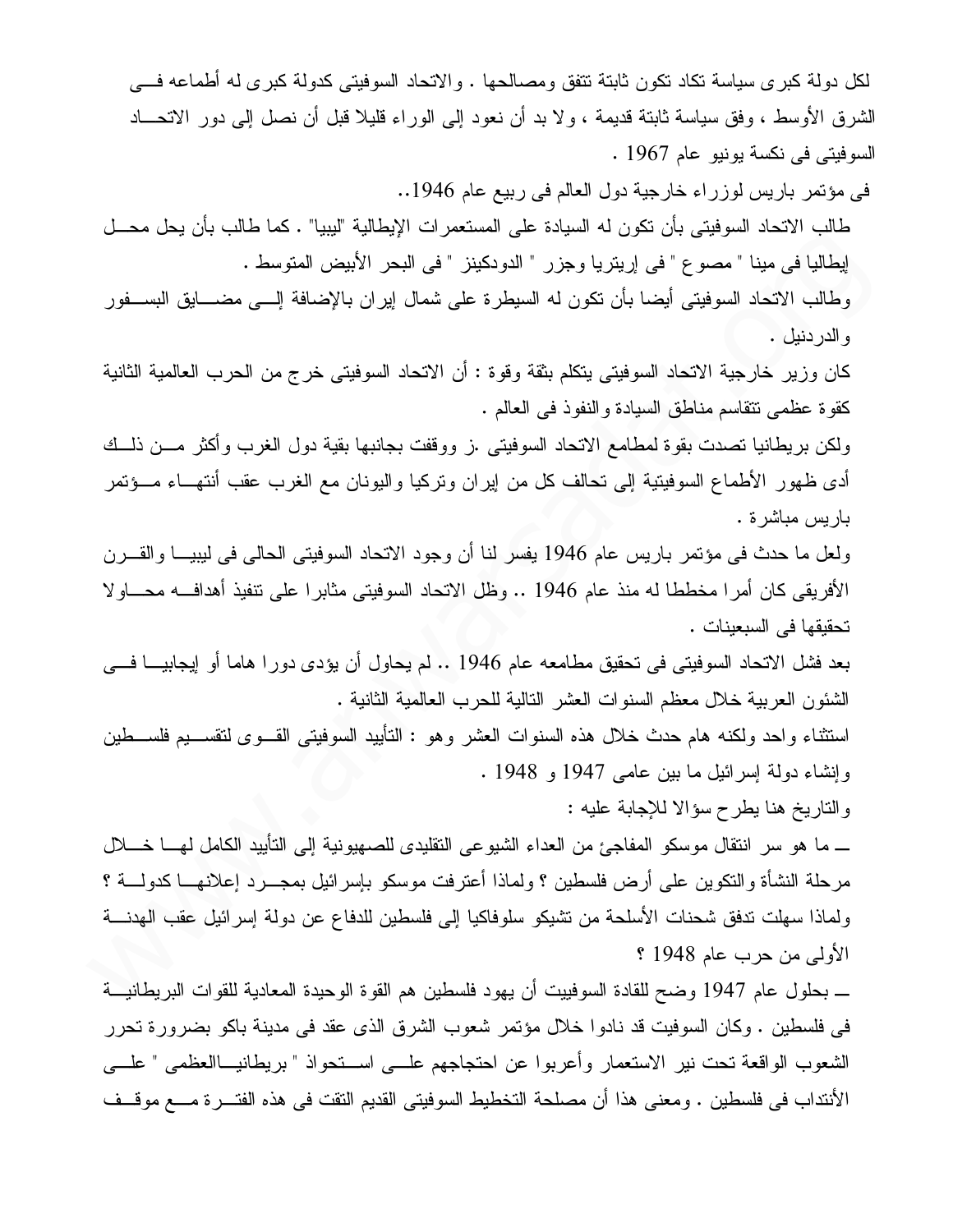لكل دولة كبرى سياسة تكاد تكون ثابتة تتفق ومصالحها . والاتحاد السوفيتى كدولة كبرى له أطماعه فى الشرق الأوسط ، وفق سياسة ثابتة قديمة ، ولا بد أن نعود إلى الوراء قليلا قبل أن نصل إلى دور الاتحاد السوفيتى فى نكسة يونيو عام 1967 .

فى مؤتمر باريس لوزراء خارجية دول العالم فى ربيع عام 1946..

طالب الاتحاد السوفيتى بأن تكون له السيادة على المستعمرات الإيطالية "ليبيا" . كما طالب بأن يحل محل إيطاليا فى مينا " مصوع " فى إريتريا وجزر " الدودكينز " فى البحر الأبيض المتوسط .

وطالب الاتحاد السوفيتى أيضا بأن تكون له السيطرة على شمال إيران بالإضافة إلى مضايق البسفور والدردنيل .

كان وزير خارجية الاتحاد السوفيتى يتكلم بثقة وقوة : أن الاتحاد السوفيتى خرج من الحرب العالمية الثانية كقوة عظمى تتقاسم مناطق السيادة والنفوذ فى العالم .

ولكن بريطانيا تصدت بقوة لمطامع الاتحاد السوفيتى .ز ووقفت بجانبها بقية دول الغرب وأكثر من ذلك أدى ظهور الأطماع السوفيتية إلى تحالف كل من إيران وتركيا واليونان مع الغرب عقب أنتهاء مؤتمر باريس مباشرة .

ولعل ما حدث فى مؤتمر باريس عام 1946 يفسر لنا أن وجود الاتحاد السوفيتى الحالى فى ليبيا والقرن الأفريقى كان أمرا مخططا له منذ عام 1946 .. وظل الاتحاد السوفيتى مثابرا على تنفيذ أهدافه محاولا تحقيقها فى السبعينات .

بعد فشل الاتحاد السوفيتى فى تحقيق مطامعه عام 1946 .. لم يحاول أن يؤدى دورا هاما أو إيجابيا فى الشئون العربية خلال معظم السنوات العشر التالية للحرب العالمية الثانية .

استثناء واحد ولكنه هام حدث خلال هذه السنوات العشر وهو : التأييد السوفيتى القوى لتقسيم فلسطين وإنشاء دولة إسرائيل ما بين عامى 1947 و 1948 .

والتاريخ هنا يطرح سؤالا للإجابة عليه :

ــ ما هو سر انتقال موسكو المفاجئ من العداء الشيوعى التقليدى للصهيونية إلى التأييد الكامل لها خلال مرحلة النشأة والتكوين على أرض فلسطين ؟ ولماذا أعترفت موسكو بإسرائيل بمجرد إعلانها كدولة ؟ ولماذا سهلت تدفق شحنات الأسلحة من تشيكو سلوفاكيا إلى فلسطين للدفاع عن دولة إسرائيل عقب الهدنة الأولى من حرب عام 1948 ؟

ــ بحلول عام 1947 وضح للقادة السوفييت أن يهود فلسطين هم القوة الوحيدة المعادية للقوات البريطانية فى فلسطين . وكان السوفيت قد نادوا خلال مؤتمر شعوب الشرق الذى عقد فى مدينة باكو بضرورة تحرر الشعوب الواقعة تحت نير الاستعمار وأعربوا عن احتجاجهم على استحواذ " بريطانياالعظمى " على الأنتداب فى فلسطين . ومعنى هذا أن مصلحة التخطيط السوفيتى القديم التقت فى هذه الفترة مع موقف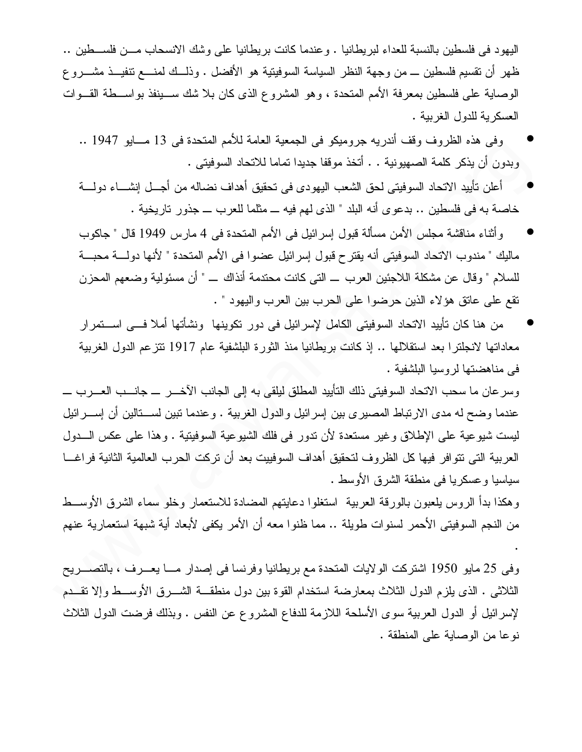اليهود فى فلسطين بالنسبة للعداء لبريطانيا . وعندما كانت بريطانيا على وشك الانسحاب مـــن فلســطين .. ظهر أن تقسيم فلسطين ــ من وجهة النظر السياسة السوفيتية هو الأفضل . وذلـــك لمنـــع تنفيـــذ مشـــروع الوصاية على فلسطين بمعرفة الأمم المتحدة ، وهو المشروع الذى كان بلا شك ســـينفذ بواســـطة القـــوات العسكرية للدول الغربية .

- وفى هذه الظروف وقف أندريه جروميكو فى الجمعية العامة للأمم المتحدة فى 13 مـــايو 1947 .. وبدون أن يذكر كلمة الصهيونية . . أتخذ موقفا جديدا تماما للاتحاد السوفيتى .
- أعلن تأييد الاتحاد السوفيتى لحق الشعب اليهودى فى تحقيق أهداف نضاله من أجـــل إنشـــاء دولـــة خاصة به فى فلسطين .. بدعوى أنه البلد " الذى لهم فيه ــ مثلما للعرب ــ جذور تاريخية .
- وأثناء مناقشة مجلس الأمن مسألة قبول إسرائيل فى الأمم المتحدة فى 4 مارس 1949 قال " جاكوب ماليك " مندوب الاتحاد السوفيتى أنه يقترح قبول إسرائيل عضوا فى الأمم المتحدة " لأنها دولـــة محبـــة للسلام " وقال عن مشكلة اللاجئين العرب ــ التى كانت محتدمة أنذاك ــ " أن مسئولية وضعهم المحزن تقع على عاتق هؤلاء الذين حرضوا على الحرب بين العرب واليهود " .
- من هنا كان تأييد الاتحاد السوفيتى الكامل لإسرائيل فى دور تكوينها ونشأتها أملا فـــى اســـتمرار معاداتها لانجلترا بعد استقلالها .. إذ كانت بريطانيا منذ الثورة البلشفية عام 1917 تتزعم الدول الغربية فى مناهضتها لروسيا البلشفية .

وسرعان ما سحب الاتحاد السوفيتى ذلك التأييد المطلق ليلقى به إلى الجانب الآخـــر ــ جانـــب العـــرب ــ عندما وضح له مدى الارتباط المصيرى بين إسرائيل والدول الغربية . وعندما تبين لســـتالين أن إســـرائيل ليست شيوعية على الإطلاق وغير مستعدة لأن تدور فى فلك الشيوعية السوفيتية . وهذا على عكس الـــدول العربية التى تتوافر فيها كل الظروف لتحقيق أهداف السوفييت بعد أن تركت الحرب العالمية الثانية فراغـــا سياسيا وعسكريا فى منطقة الشرق الأوسط .

وهكذا بدأ الروس يلعبون بالورقة العربية استغلوا دعايتهم المضادة للاستعمار وخلو سماء الشرق الأوســـط من النجم السوفيتى الأحمر لسنوات طويلة .. مما ظنوا معه أن الأمر يكفى لأبعاد أية شبهة استعمارية عنهم .

وفى 25 مايو 1950 اشتركت الولايات المتحدة مع بريطانيا وفرنسا فى إصدار مـــا يعـــرف ، بالتصـــريح الثلاثى . الذى يلزم الدول الثلاث بمعارضة استخدام القوة بين دول منطقـــة الشـــرق الأوســـط وإلا تقـــدم لإسرائيل أو الدول العربية سوى الأسلحة اللازمة للدفاع المشروع عن النفس . وبذلك فرضت الدول الثلاث نوعا من الوصاية على المنطقة .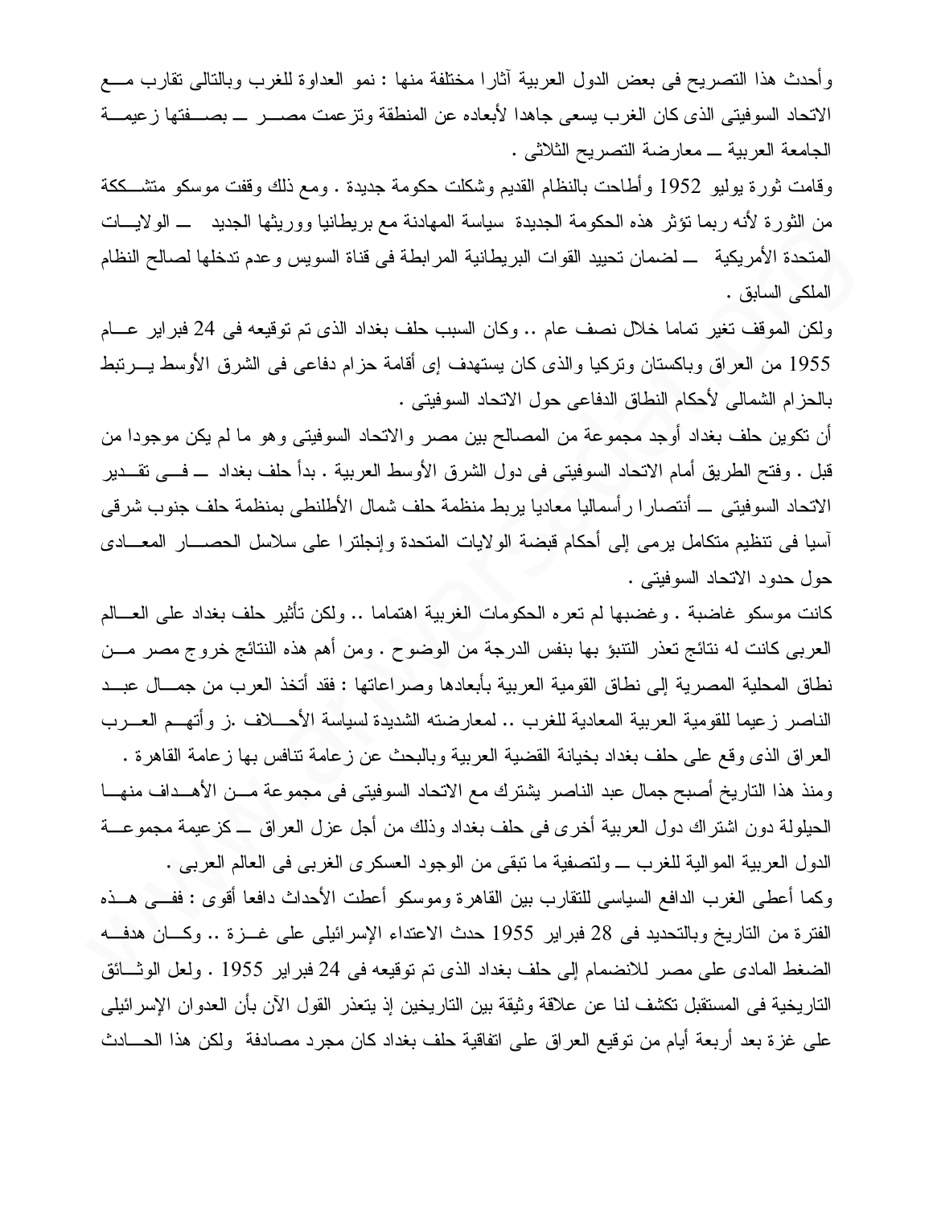وأحدث هذا التصريح فى بعض الدول العربية آثارا مختلفة منها : نمو العداوة للغرب وبالتالى تقارب مع الاتحاد السوفيتى الذى كان الغرب يسعى جاهدا لأبعاده عن المنطقة وتزعمت مصر ــ بصفتها زعيمة الجامعة العربية ــ معارضة التصريح الثلاثى .

وقامت ثورة يوليو 1952 وأطاحت بالنظام القديم وشكلت حكومة جديدة . ومع ذلك وقفت موسكو متشككة من الثورة لأنه ربما تؤثر هذه الحكومة الجديدة سياسة المهادنة مع بريطانيا ووريثها الجديد ــ الولايات المتحدة الأمريكية ــ لضمان تحييد القوات البريطانية المرابطة فى قناة السويس وعدم تدخلها لصالح النظام الملكى السابق .

ولكن الموقف تغير تماما خلال نصف عام .. وكان السبب حلف بغداد الذى تم توقيعه فى 24 فبراير عام 1955 من العراق وباكستان وتركيا والذى كان يستهدف إى أقامة حزام دفاعى فى الشرق الأوسط يرتبط بالحزام الشمالى لأحكام النطاق الدفاعى حول الاتحاد السوفيتى .

أن تكوين حلف بغداد أوجد مجموعة من المصالح بين مصر والاتحاد السوفيتى وهو ما لم يكن موجودا من قبل . وفتح الطريق أمام الاتحاد السوفيتى فى دول الشرق الأوسط العربية . بدأ حلف بغداد ــ فى تقدير الاتحاد السوفيتى ــ أنتصارا رأسماليا معاديا يربط منظمة حلف شمال الأطلنطى بمنظمة حلف جنوب شرقى آسيا فى تنظيم متكامل يرمى إلى أحكام قبضة الولايات المتحدة وإنجلترا على سلاسل الحصار المعادى حول حدود الاتحاد السوفيتى .

كانت موسكو غاضبة . وغضبها لم تعره الحكومات الغربية اهتماما .. ولكن تأثير حلف بغداد على العالم العربى كانت له نتائج تعذر التنبؤ بها بنفس الدرجة من الوضوح . ومن أهم هذه النتائج خروج مصر من نطاق المحلية المصرية إلى نطاق القومية العربية بأبعادها وصراعاتها : فقد أتخذ العرب من جمال عبد الناصر زعيما للقومية العربية المعادية للغرب .. لمعارضته الشديدة لسياسة الأحلاف .ز وأتهم العرب العراق الذى وقع على حلف بغداد بخيانة القضية العربية وبالبحث عن زعامة تنافس بها زعامة القاهرة .

ومنذ هذا التاريخ أصبح جمال عبد الناصر يشترك مع الاتحاد السوفيتى فى مجموعة من الأهداف منها الحيلولة دون اشتراك دول العربية أخرى فى حلف بغداد وذلك من أجل عزل العراق ــ كزعيمة مجموعة الدول العربية الموالية للغرب ــ ولتصفية ما تبقى من الوجود العسكرى الغربى فى العالم العربى .

وكما أعطى الغرب الدافع السياسى للتقارب بين القاهرة وموسكو أعطت الأحداث دافعا أقوى : ففى هذه الفترة من التاريخ وبالتحديد فى 28 فبراير 1955 حدث الاعتداء الإسرائيلى على غزة .. وكان هدفه الضغط المادى على مصر للانضمام إلى حلف بغداد الذى تم توقيعه فى 24 فبراير 1955 . ولعل الوثائق التاريخية فى المستقبل تكشف لنا عن علاقة وثيقة بين التاريخين إذ يتعذر القول الآن بأن العدوان الإسرائيلى على غزة بعد أربعة أيام من توقيع العراق على اتفاقية حلف بغداد كان مجرد مصادفة ولكن هذا الحادث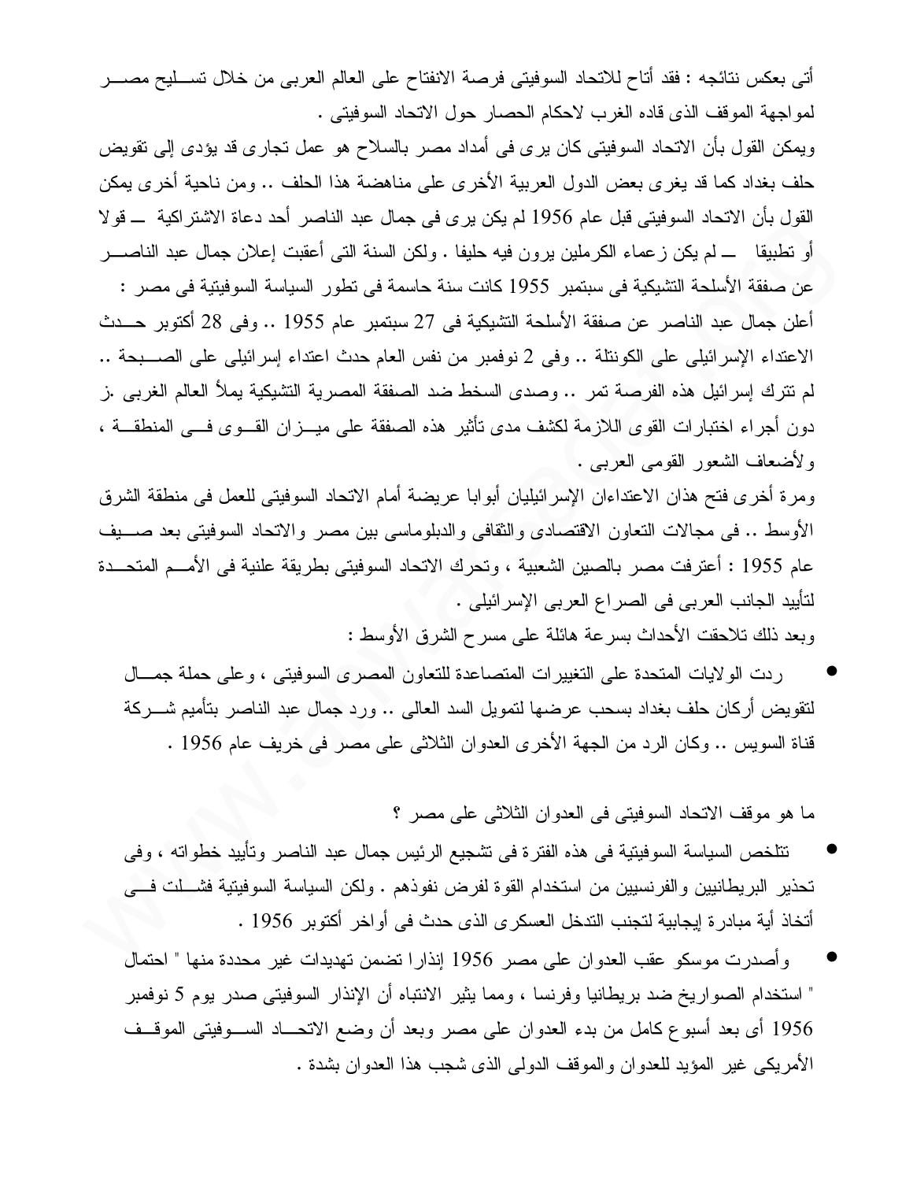أتى بعكس نتائجه : فقد أتاح للاتحاد السوفيتى فرصة الانفتاح على العالم العربى من خلال تسليح مصر لمواجهة الموقف الذى قاده الغرب لاحكام الحصار حول الاتحاد السوفيتى .

ويمكن القول بأن الاتحاد السوفيتى كان يرى فى أمداد مصر بالسلاح هو عمل تجارى قد يؤدى إلى تقويض حلف بغداد كما قد يغرى بعض الدول العربية الأخرى على مناهضة هذا الحلف .. ومن ناحية أخرى يمكن القول بأن الاتحاد السوفيتى قبل عام 1956 لم يكن يرى فى جمال عبد الناصر أحد دعاة الاشتراكية ـــ قولا أو تطبيقا ـــ لم يكن زعماء الكرملين يرون فيه حليفا . ولكن السنة التى أعقبت إعلان جمال عبد الناصر عن صفقة الأسلحة التشيكية فى سبتمبر 1955 كانت سنة حاسمة فى تطور السياسة السوفيتية فى مصر :

أعلن جمال عبد الناصر عن صفقة الأسلحة التشيكية فى 27 سبتمبر عام 1955 .. وفى 28 أكتوبر حدث الاعتداء الإسرائيلى على الكونتلة .. وفى 2 نوفمبر من نفس العام حدث اعتداء إسرائيلى على الصبحة .. لم تترك إسرائيل هذه الفرصة تمر .. وصدى السخط ضد الصفقة المصرية التشيكية يملأ العالم الغربى .ز دون أجراء اختبارات القوى اللازمة لكشف مدى تأثير هذه الصفقة على ميزان القوى فى المنطقة ، ولأضعاف الشعور القومى العربى .

ومرة أخرى فتح هذان الاعتداءان الإسرائيليان أبوابا عريضة أمام الاتحاد السوفيتى للعمل فى منطقة الشرق الأوسط .. فى مجالات التعاون الاقتصادى والثقافى والدبلوماسى بين مصر والاتحاد السوفيتى بعد صيف عام 1955 : أعترفت مصر بالصين الشعبية ، وتحرك الاتحاد السوفيتى بطريقة علنية فى الأمم المتحدة لتأييد الجانب العربى فى الصراع العربى الإسرائيلى .

وبعد ذلك تلاحقت الأحداث بسرعة هائلة على مسرح الشرق الأوسط :

- ردت الولايات المتحدة على التغييرات المتصاعدة للتعاون المصرى السوفيتى ، وعلى حملة جمال لتقويض أركان حلف بغداد بسحب عرضها لتمويل السد العالى .. ورد جمال عبد الناصر بتأميم شركة قناة السويس .. وكان الرد من الجهة الأخرى العدوان الثلاثى على مصر فى خريف عام 1956 .

ما هو موقف الاتحاد السوفيتى فى العدوان الثلاثى على مصر ؟

- تتلخص السياسة السوفيتية فى هذه الفترة فى تشجيع الرئيس جمال عبد الناصر وتأييد خطواته ، وفى تحذير البريطانيين والفرنسيين من استخدام القوة لفرض نفوذهم . ولكن السياسة السوفيتية فشلت فى أتخاذ أية مبادرة إيجابية لتجنب التدخل العسكرى الذى حدث فى أواخر أكتوبر 1956 .
- وأصدرت موسكو عقب العدوان على مصر 1956 إنذارا تضمن تهديدات غير محددة منها " احتمال " استخدام الصواريخ ضد بريطانيا وفرنسا ، ومما يثير الانتباه أن الإنذار السوفيتى صدر يوم 5 نوفمبر 1956 أى بعد أسبوع كامل من بدء العدوان على مصر وبعد أن وضع الاتحاد السوفيتى الموقف الأمريكى غير المؤيد للعدوان والموقف الدولى الذى شجب هذا العدوان بشدة .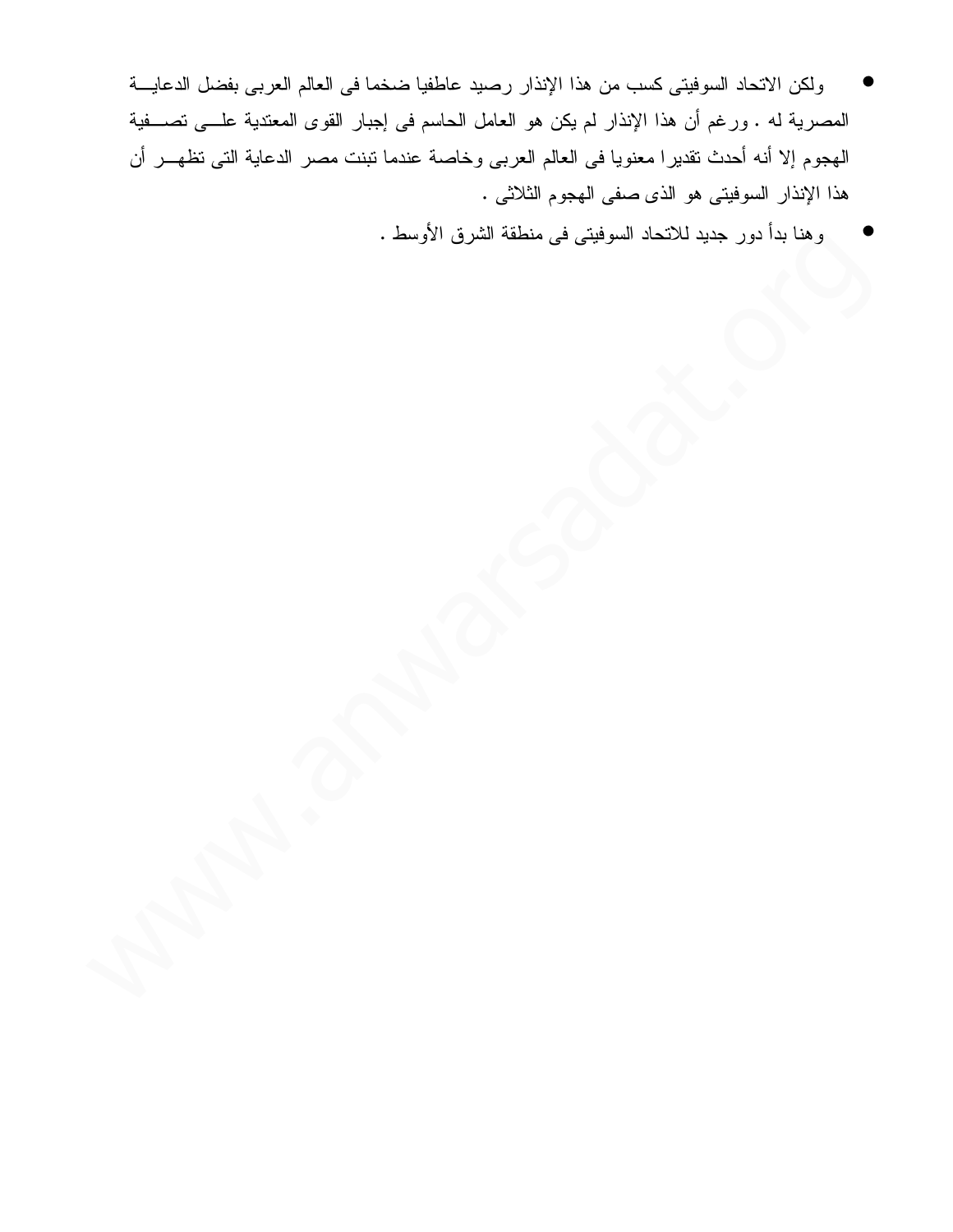- ولكن الاتحاد السوفيتى كسب من هذا الإنذار رصيد عاطفيا ضخما فى العالم العربى بفضل الدعاية المصرية له . ورغم أن هذا الإنذار لم يكن هو العامل الحاسم فى إجبار القوى المعتدية على تصفية الهجوم إلا أنه أحدث تقديرا معنويا فى العالم العربى وخاصة عندما تبنت مصر الدعاية التى تظهر أن هذا الإنذار السوفيتى هو الذى صفى الهجوم الثلاثى .
- وهنا بدأ دور جديد للاتحاد السوفيتى فى منطقة الشرق الأوسط .